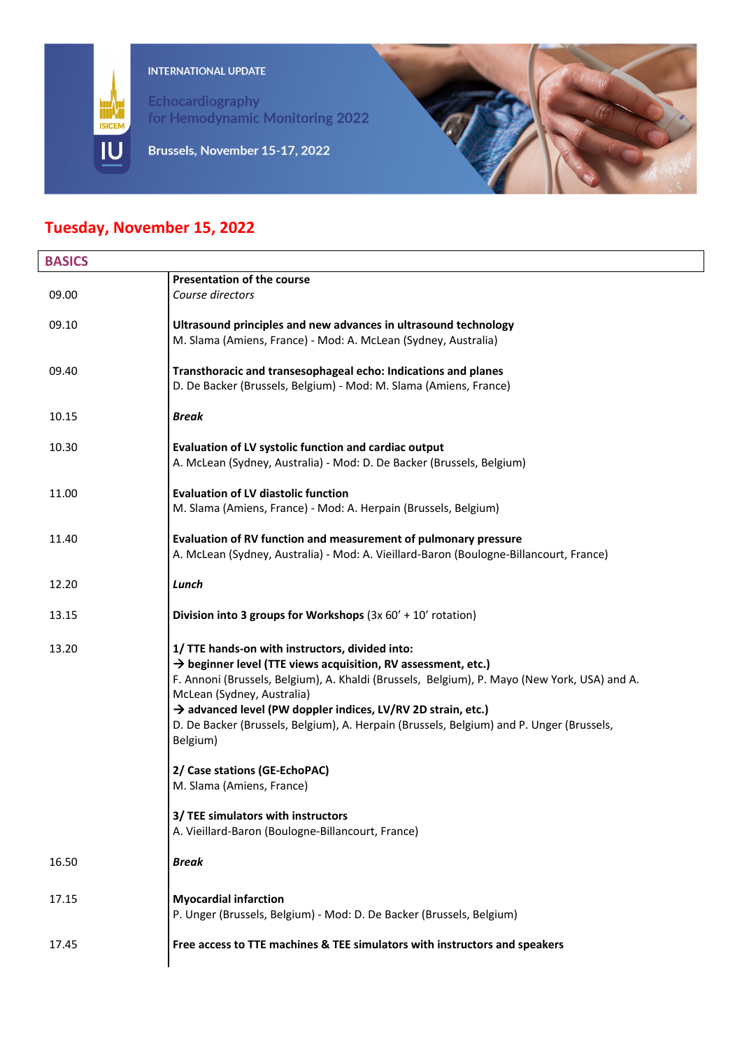INTERNATIONAL UPDATE

Echocardiography for Hemodynamic Monitoring 2022

Brussels, November 15-17, 2022

## Tuesday, November 15, 2022

### BASICS

| Time | Session |
| --- | --- |
| 09.00 | **Presentation of the course**<br>*Course directors* |
| 09.10 | **Ultrasound principles and new advances in ultrasound technology**<br>M. Slama (Amiens, France) - Mod: A. McLean (Sydney, Australia) |
| 09.40 | **Transthoracic and transesophageal echo: Indications and planes**<br>D. De Backer (Brussels, Belgium) - Mod: M. Slama (Amiens, France) |
| 10.15 | ***Break*** |
| 10.30 | **Evaluation of LV systolic function and cardiac output**<br>A. McLean (Sydney, Australia) - Mod: D. De Backer (Brussels, Belgium) |
| 11.00 | **Evaluation of LV diastolic function**<br>M. Slama (Amiens, France) - Mod: A. Herpain (Brussels, Belgium) |
| 11.40 | **Evaluation of RV function and measurement of pulmonary pressure**<br>A. McLean (Sydney, Australia) - Mod: A. Vieillard-Baron (Boulogne-Billancourt, France) |
| 12.20 | ***Lunch*** |
| 13.15 | **Division into 3 groups for Workshops** (3x 60' + 10' rotation) |
| 13.20 | **1/ TTE hands-on with instructors, divided into:**<br>**→ beginner level (TTE views acquisition, RV assessment, etc.)**<br>F. Annoni (Brussels, Belgium), A. Khaldi (Brussels, Belgium), P. Mayo (New York, USA) and A. McLean (Sydney, Australia)<br>**→ advanced level (PW doppler indices, LV/RV 2D strain, etc.)**<br>D. De Backer (Brussels, Belgium), A. Herpain (Brussels, Belgium) and P. Unger (Brussels, Belgium)<br><br>**2/ Case stations (GE-EchoPAC)**<br>M. Slama (Amiens, France)<br><br>**3/ TEE simulators with instructors**<br>A. Vieillard-Baron (Boulogne-Billancourt, France) |
| 16.50 | ***Break*** |
| 17.15 | **Myocardial infarction**<br>P. Unger (Brussels, Belgium) - Mod: D. De Backer (Brussels, Belgium) |
| 17.45 | **Free access to TTE machines & TEE simulators with instructors and speakers** |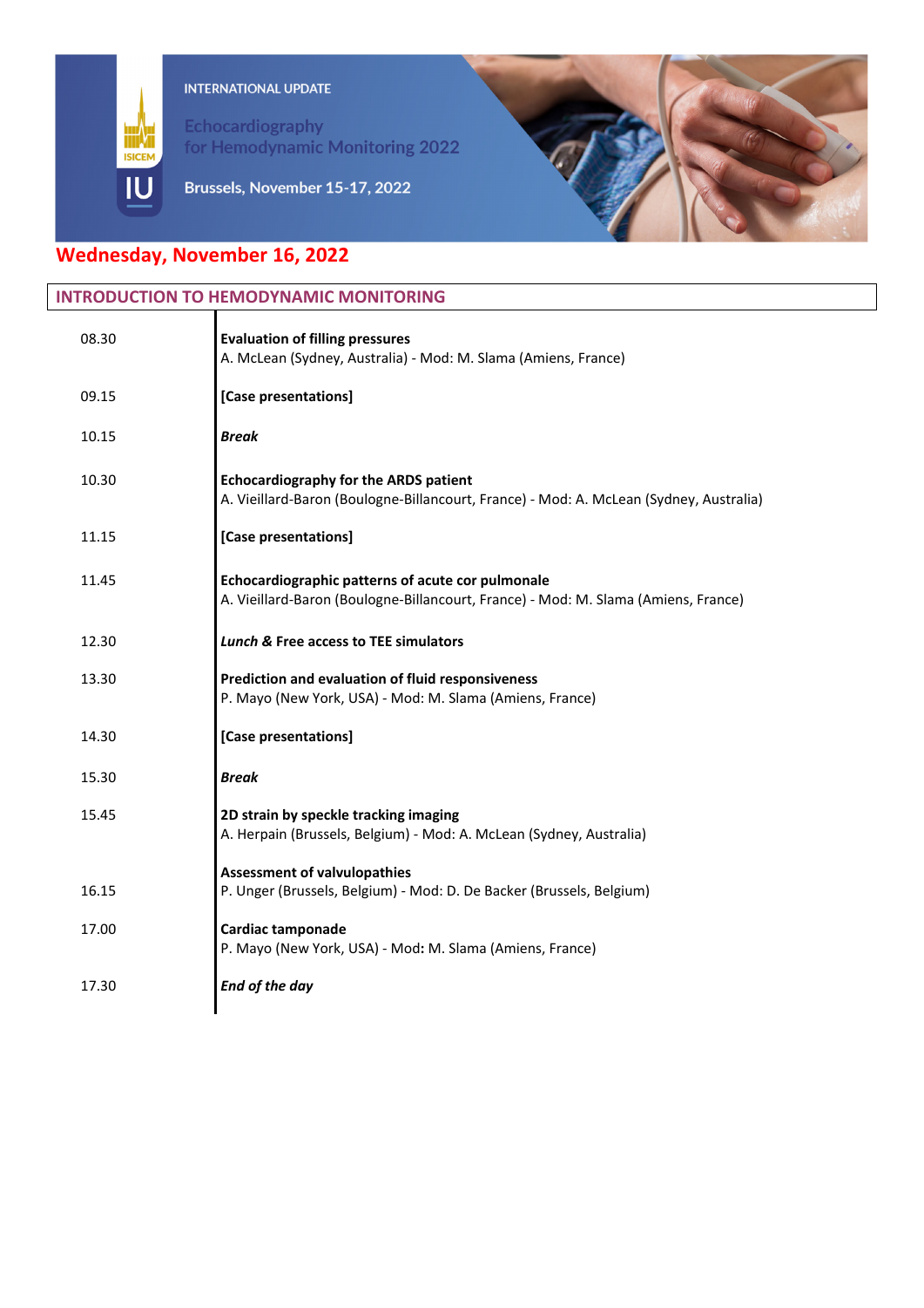INTERNATIONAL UPDATE

Echocardiography for Hemodynamic Monitoring 2022

Brussels, November 15-17, 2022

## Wednesday, November 16, 2022

### INTRODUCTION TO HEMODYNAMIC MONITORING

| | |
|---|---|
| 08.30 | **Evaluation of filling pressures**<br>A. McLean (Sydney, Australia) - Mod: M. Slama (Amiens, France) |
| 09.15 | **[Case presentations]** |
| 10.15 | ***Break*** |
| 10.30 | **Echocardiography for the ARDS patient**<br>A. Vieillard-Baron (Boulogne-Billancourt, France) - Mod: A. McLean (Sydney, Australia) |
| 11.15 | **[Case presentations]** |
| 11.45 | **Echocardiographic patterns of acute cor pulmonale**<br>A. Vieillard-Baron (Boulogne-Billancourt, France) - Mod: M. Slama (Amiens, France) |
| 12.30 | ***Lunch &*** **Free access to TEE simulators** |
| 13.30 | **Prediction and evaluation of fluid responsiveness**<br>P. Mayo (New York, USA) - Mod: M. Slama (Amiens, France) |
| 14.30 | **[Case presentations]** |
| 15.30 | ***Break*** |
| 15.45 | **2D strain by speckle tracking imaging**<br>A. Herpain (Brussels, Belgium) - Mod: A. McLean (Sydney, Australia) |
| 16.15 | **Assessment of valvulopathies**<br>P. Unger (Brussels, Belgium) - Mod: D. De Backer (Brussels, Belgium) |
| 17.00 | **Cardiac tamponade**<br>P. Mayo (New York, USA) - Mod: M. Slama (Amiens, France) |
| 17.30 | ***End of the day*** |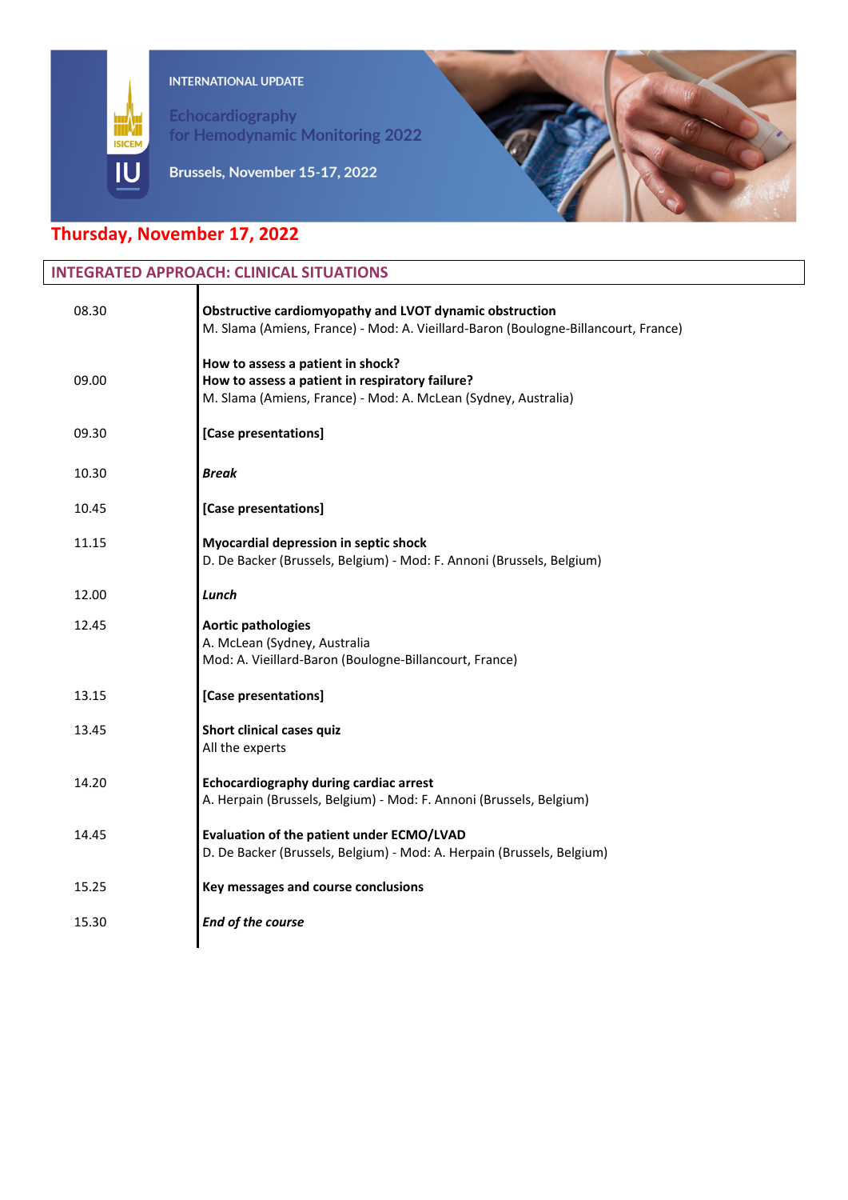INTERNATIONAL UPDATE

Echocardiography for Hemodynamic Monitoring 2022

Brussels, November 15-17, 2022

## Thursday, November 17, 2022

### INTEGRATED APPROACH: CLINICAL SITUATIONS

| | |
|---|---|
| 08.30 | **Obstructive cardiomyopathy and LVOT dynamic obstruction**<br>M. Slama (Amiens, France) - Mod: A. Vieillard-Baron (Boulogne-Billancourt, France) |
| 09.00 | **How to assess a patient in shock?**<br>**How to assess a patient in respiratory failure?**<br>M. Slama (Amiens, France) - Mod: A. McLean (Sydney, Australia) |
| 09.30 | **[Case presentations]** |
| 10.30 | ***Break*** |
| 10.45 | **[Case presentations]** |
| 11.15 | **Myocardial depression in septic shock**<br>D. De Backer (Brussels, Belgium) - Mod: F. Annoni (Brussels, Belgium) |
| 12.00 | ***Lunch*** |
| 12.45 | **Aortic pathologies**<br>A. McLean (Sydney, Australia<br>Mod: A. Vieillard-Baron (Boulogne-Billancourt, France) |
| 13.15 | **[Case presentations]** |
| 13.45 | **Short clinical cases quiz**<br>All the experts |
| 14.20 | **Echocardiography during cardiac arrest**<br>A. Herpain (Brussels, Belgium) - Mod: F. Annoni (Brussels, Belgium) |
| 14.45 | **Evaluation of the patient under ECMO/LVAD**<br>D. De Backer (Brussels, Belgium) - Mod: A. Herpain (Brussels, Belgium) |
| 15.25 | **Key messages and course conclusions** |
| 15.30 | ***End of the course*** |